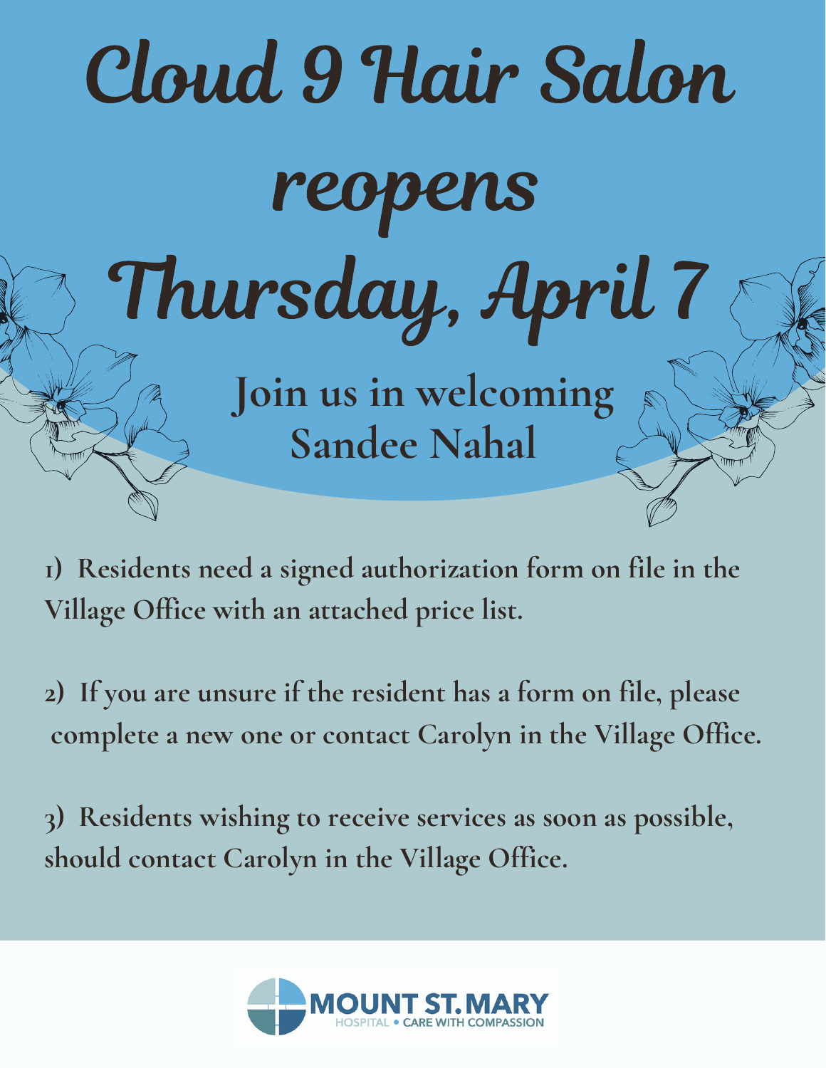# Cloud 9 Hair Salon reopens Thursday, April 7

## Join us in welcoming Sandee Nahal

1) Residents need a signed authorization form on file in the Village Office with an attached price list.

2) If you are unsure if the resident has a form on file, please complete a new one or contact Carolyn in the Village Office.

3) Residents wishing to receive services as soon as possible, should contact Carolyn in the Village Office.

MOUNT ST. MARY
HOSPITAL • CARE WITH COMPASSION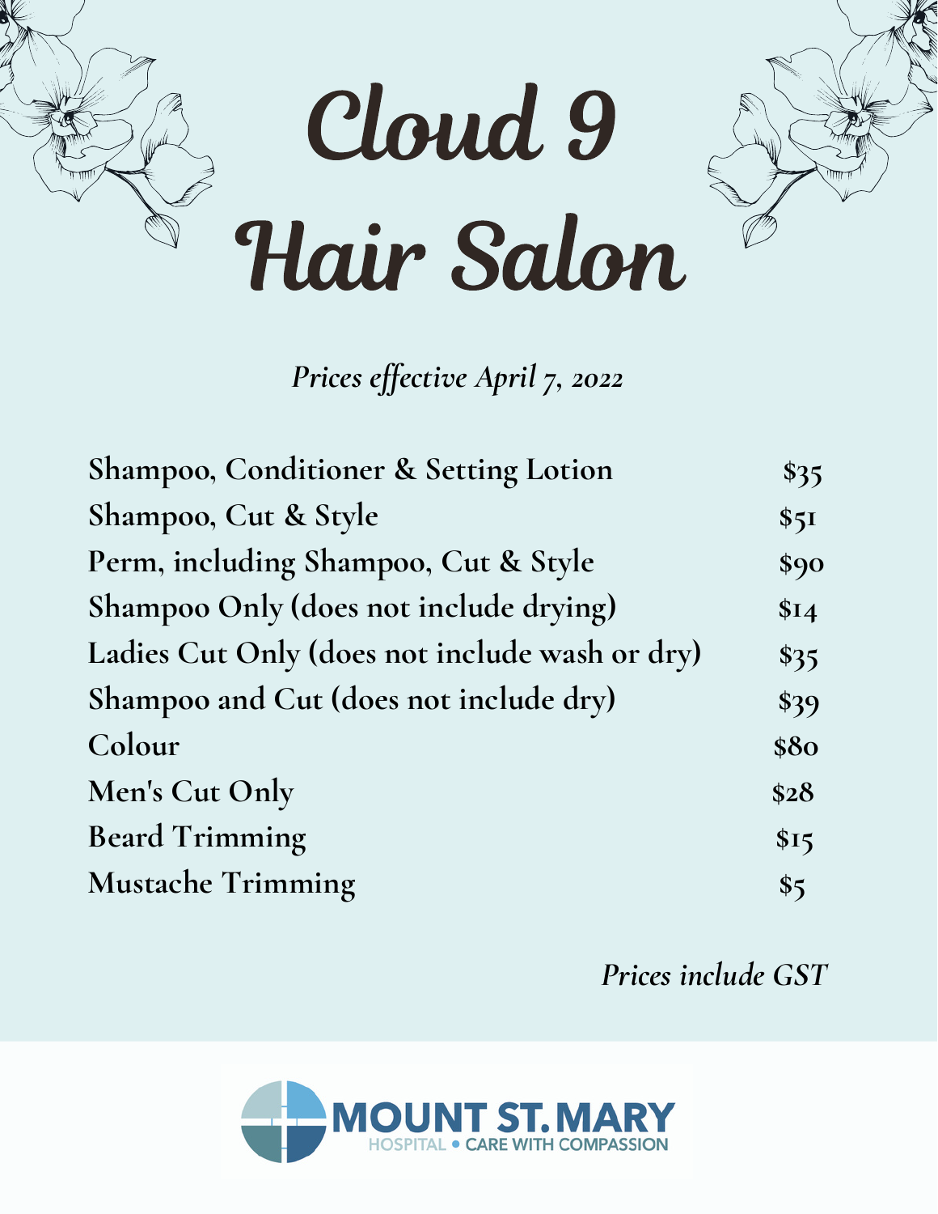# Cloud 9 Hair Salon

*Prices effective April 7, 2022*

| Service | Price |
|---|---|
| Shampoo, Conditioner & Setting Lotion | $35 |
| Shampoo, Cut & Style | $51 |
| Perm, including Shampoo, Cut & Style | $90 |
| Shampoo Only (does not include drying) | $14 |
| Ladies Cut Only (does not include wash or dry) | $35 |
| Shampoo and Cut (does not include dry) | $39 |
| Colour | $80 |
| Men's Cut Only | $28 |
| Beard Trimming | $15 |
| Mustache Trimming | $5 |

*Prices include GST*

MOUNT ST. MARY
HOSPITAL • CARE WITH COMPASSION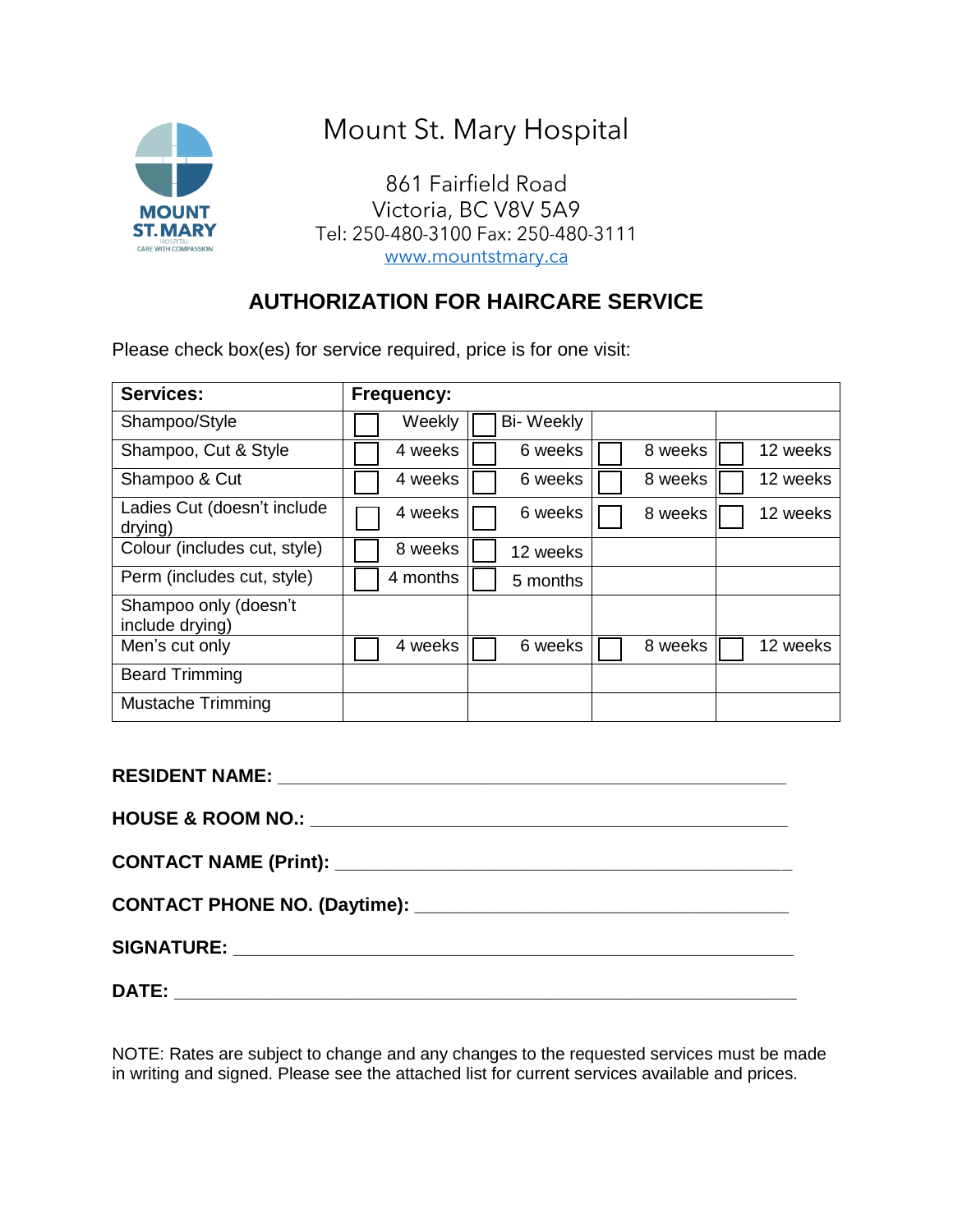Mount St. Mary Hospital

861 Fairfield Road
Victoria, BC V8V 5A9
Tel: 250-480-3100 Fax: 250-480-3111
www.mountstmary.ca

## AUTHORIZATION FOR HAIRCARE SERVICE

Please check box(es) for service required, price is for one visit:

| Services: | Frequency: | | | |
|---|---|---|---|---|
| Shampoo/Style | ☐ Weekly | ☐ Bi- Weekly | | |
| Shampoo, Cut & Style | ☐ 4 weeks | ☐ 6 weeks | ☐ 8 weeks | ☐ 12 weeks |
| Shampoo & Cut | ☐ 4 weeks | ☐ 6 weeks | ☐ 8 weeks | ☐ 12 weeks |
| Ladies Cut (doesn't include drying) | ☐ 4 weeks | ☐ 6 weeks | ☐ 8 weeks | ☐ 12 weeks |
| Colour (includes cut, style) | ☐ 8 weeks | ☐ 12 weeks | | |
| Perm (includes cut, style) | ☐ 4 months | ☐ 5 months | | |
| Shampoo only (doesn't include drying) | | | | |
| Men's cut only | ☐ 4 weeks | ☐ 6 weeks | ☐ 8 weeks | ☐ 12 weeks |
| Beard Trimming | | | | |
| Mustache Trimming | | | | |

**RESIDENT NAME:** ______________________________________________

**HOUSE & ROOM NO.:** ___________________________________________

**CONTACT NAME (Print):** ________________________________________

**CONTACT PHONE NO. (Daytime):** __________________________________

**SIGNATURE:** _________________________________________________

**DATE:** _____________________________________________________

NOTE: Rates are subject to change and any changes to the requested services must be made in writing and signed. Please see the attached list for current services available and prices.